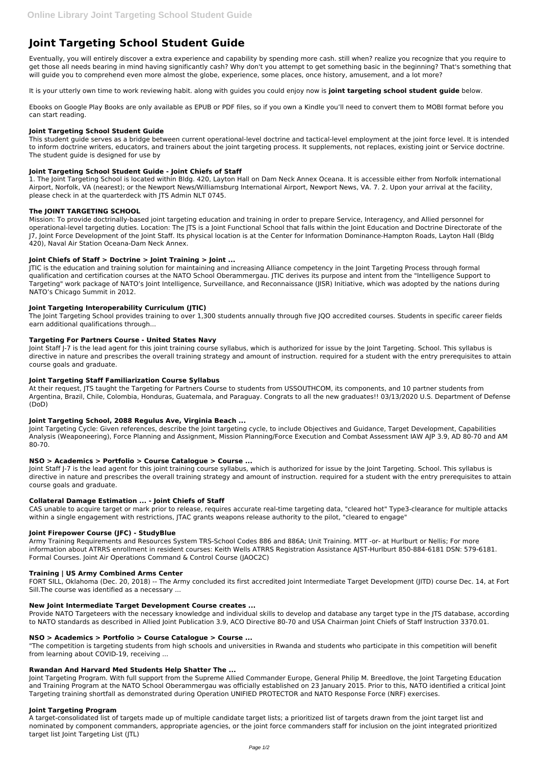# Joint Targeting School Student Guide

Eventually, you will entirely discover a extra experience and capability by spending more cash. still when? realize you recognize that you require to get those all needs bearing in mind having significantly cash? Why don't you attempt to get something basic in the beginning? That's something that will guide you to comprehend even more almost the globe, experience, some places, once history, amusement, and a lot more?

It is your utterly own time to work reviewing habit. along with guides you could enjoy now is **joint targeting school student guide** below.

Ebooks on Google Play Books are only available as EPUB or PDF files, so if you own a Kindle you'll need to convert them to MOBI format before you can start reading.

### Joint Targeting School Student Guide

This student guide serves as a bridge between current operational-level doctrine and tactical-level employment at the joint force level. It is intended to inform doctrine writers, educators, and trainers about the joint targeting process. It supplements, not replaces, existing joint or Service doctrine. The student guide is designed for use by

### Joint Targeting School Student Guide - Joint Chiefs of Staff

1. The Joint Targeting School is located within Bldg. 420, Layton Hall on Dam Neck Annex Oceana. It is accessible either from Norfolk international Airport, Norfolk, VA (nearest); or the Newport News/Williamsburg International Airport, Newport News, VA. 7. 2. Upon your arrival at the facility, please check in at the quarterdeck with JTS Admin NLT 0745.

### The JOINT TARGETING SCHOOL

Mission: To provide doctrinally-based joint targeting education and training in order to prepare Service, Interagency, and Allied personnel for operational-level targeting duties. Location: The JTS is a Joint Functional School that falls within the Joint Education and Doctrine Directorate of the J7, Joint Force Development of the Joint Staff. Its physical location is at the Center for Information Dominance-Hampton Roads, Layton Hall (Bldg 420), Naval Air Station Oceana-Dam Neck Annex.

### Joint Chiefs of Staff > Doctrine > Joint Training > Joint ...

JTIC is the education and training solution for maintaining and increasing Alliance competency in the Joint Targeting Process through formal qualification and certification courses at the NATO School Oberammergau. JTIC derives its purpose and intent from the "Intelligence Support to Targeting" work package of NATO's Joint Intelligence, Surveillance, and Reconnaissance (JISR) Initiative, which was adopted by the nations during NATO's Chicago Summit in 2012.

### Joint Targeting Interoperability Curriculum (JTIC)

The Joint Targeting School provides training to over 1,300 students annually through five JQO accredited courses. Students in specific career fields earn additional qualifications through...

### Targeting For Partners Course - United States Navy

Joint Staff J-7 is the lead agent for this joint training course syllabus, which is authorized for issue by the Joint Targeting. School. This syllabus is directive in nature and prescribes the overall training strategy and amount of instruction. required for a student with the entry prerequisites to attain course goals and graduate.

### Joint Targeting Staff Familiarization Course Syllabus

At their request, JTS taught the Targeting for Partners Course to students from USSOUTHCOM, its components, and 10 partner students from Argentina, Brazil, Chile, Colombia, Honduras, Guatemala, and Paraguay. Congrats to all the new graduates!! 03/13/2020 U.S. Department of Defense (DoD)

### Joint Targeting School, 2088 Regulus Ave, Virginia Beach ...

Joint Targeting Cycle: Given references, describe the Joint targeting cycle, to include Objectives and Guidance, Target Development, Capabilities Analysis (Weaponeering), Force Planning and Assignment, Mission Planning/Force Execution and Combat Assessment IAW AJP 3.9, AD 80-70 and AM 80-70.

### NSO > Academics > Portfolio > Course Catalogue > Course ...

Joint Staff J-7 is the lead agent for this joint training course syllabus, which is authorized for issue by the Joint Targeting. School. This syllabus is directive in nature and prescribes the overall training strategy and amount of instruction. required for a student with the entry prerequisites to attain course goals and graduate.

### Collateral Damage Estimation ... - Joint Chiefs of Staff

CAS unable to acquire target or mark prior to release, requires accurate real-time targeting data, "cleared hot" Type3-clearance for multiple attacks within a single engagement with restrictions, JTAC grants weapons release authority to the pilot, "cleared to engage"

### Joint Firepower Course (JFC) - StudyBlue

Army Training Requirements and Resources System TRS-School Codes 886 and 886A; Unit Training. MTT -or- at Hurlburt or Nellis; For more information about ATRRS enrollment in resident courses: Keith Wells ATRRS Registration Assistance AJST-Hurlburt 850-884-6181 DSN: 579-6181. Formal Courses. Joint Air Operations Command & Control Course (JAOC2C)

### Training | US Army Combined Arms Center

FORT SILL, Oklahoma (Dec. 20, 2018) -- The Army concluded its first accredited Joint Intermediate Target Development (JITD) course Dec. 14, at Fort Sill.The course was identified as a necessary ...

### New Joint Intermediate Target Development Course creates ...

Provide NATO Targeteers with the necessary knowledge and individual skills to develop and database any target type in the JTS database, according to NATO standards as described in Allied Joint Publication 3.9, ACO Directive 80-70 and USA Chairman Joint Chiefs of Staff Instruction 3370.01.

### NSO > Academics > Portfolio > Course Catalogue > Course ...

"The competition is targeting students from high schools and universities in Rwanda and students who participate in this competition will benefit from learning about COVID-19, receiving ...

### Rwandan And Harvard Med Students Help Shatter The ...

Joint Targeting Program. With full support from the Supreme Allied Commander Europe, General Philip M. Breedlove, the Joint Targeting Education and Training Program at the NATO School Oberammergau was officially established on 23 January 2015. Prior to this, NATO identified a critical Joint Targeting training shortfall as demonstrated during Operation UNIFIED PROTECTOR and NATO Response Force (NRF) exercises.

### Joint Targeting Program

A target-consolidated list of targets made up of multiple candidate target lists; a prioritized list of targets drawn from the joint target list and nominated by component commanders, appropriate agencies, or the joint force commanders staff for inclusion on the joint integrated prioritized target list Joint Targeting List (JTL)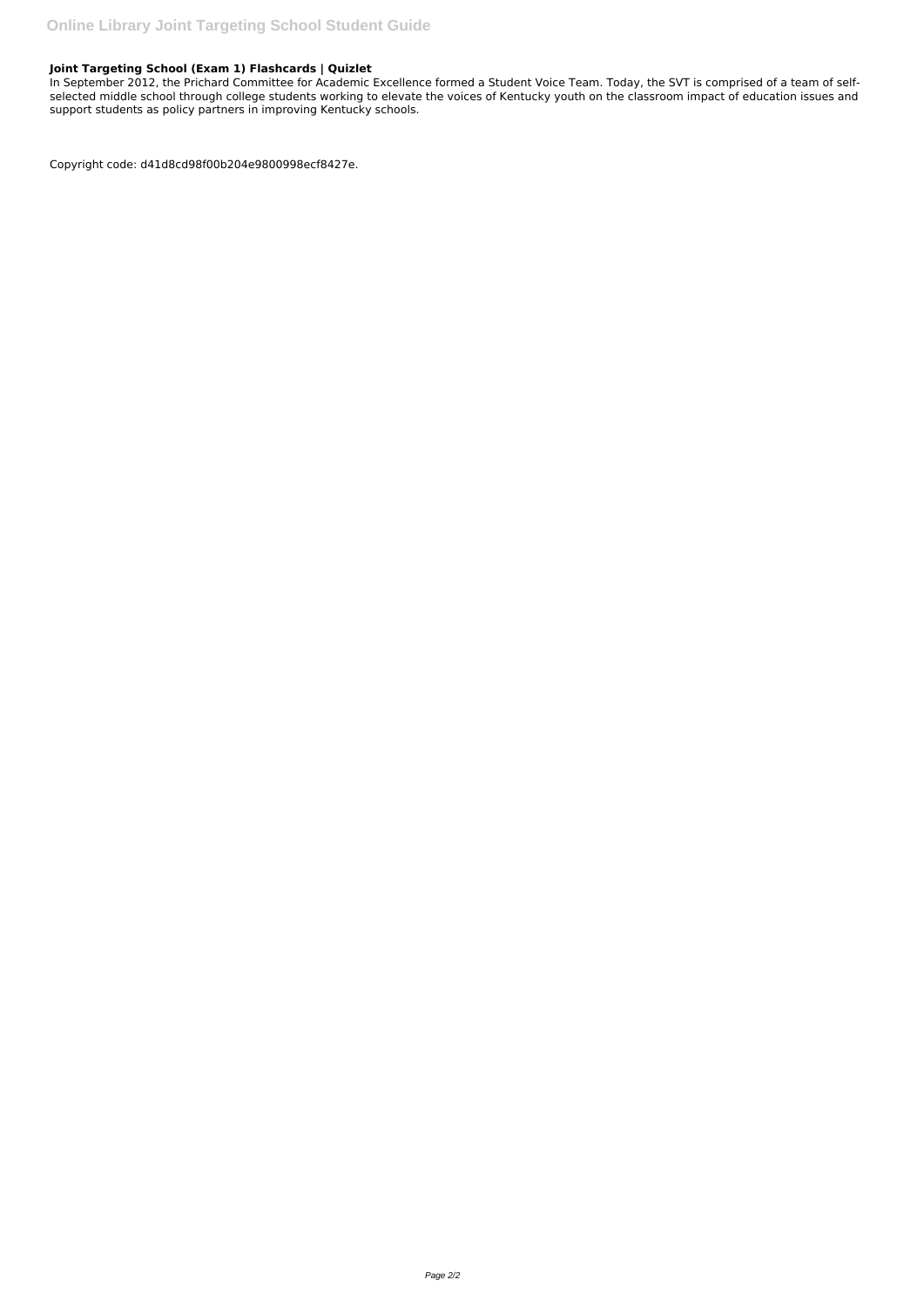**Joint Targeting School (Exam 1) Flashcards | Quizlet**

In September 2012, the Prichard Committee for Academic Excellence formed a Student Voice Team. Today, the SVT is comprised of a team of self-selected middle school through college students working to elevate the voices of Kentucky youth on the classroom impact of education issues and support students as policy partners in improving Kentucky schools.

Copyright code: d41d8cd98f00b204e9800998ecf8427e.